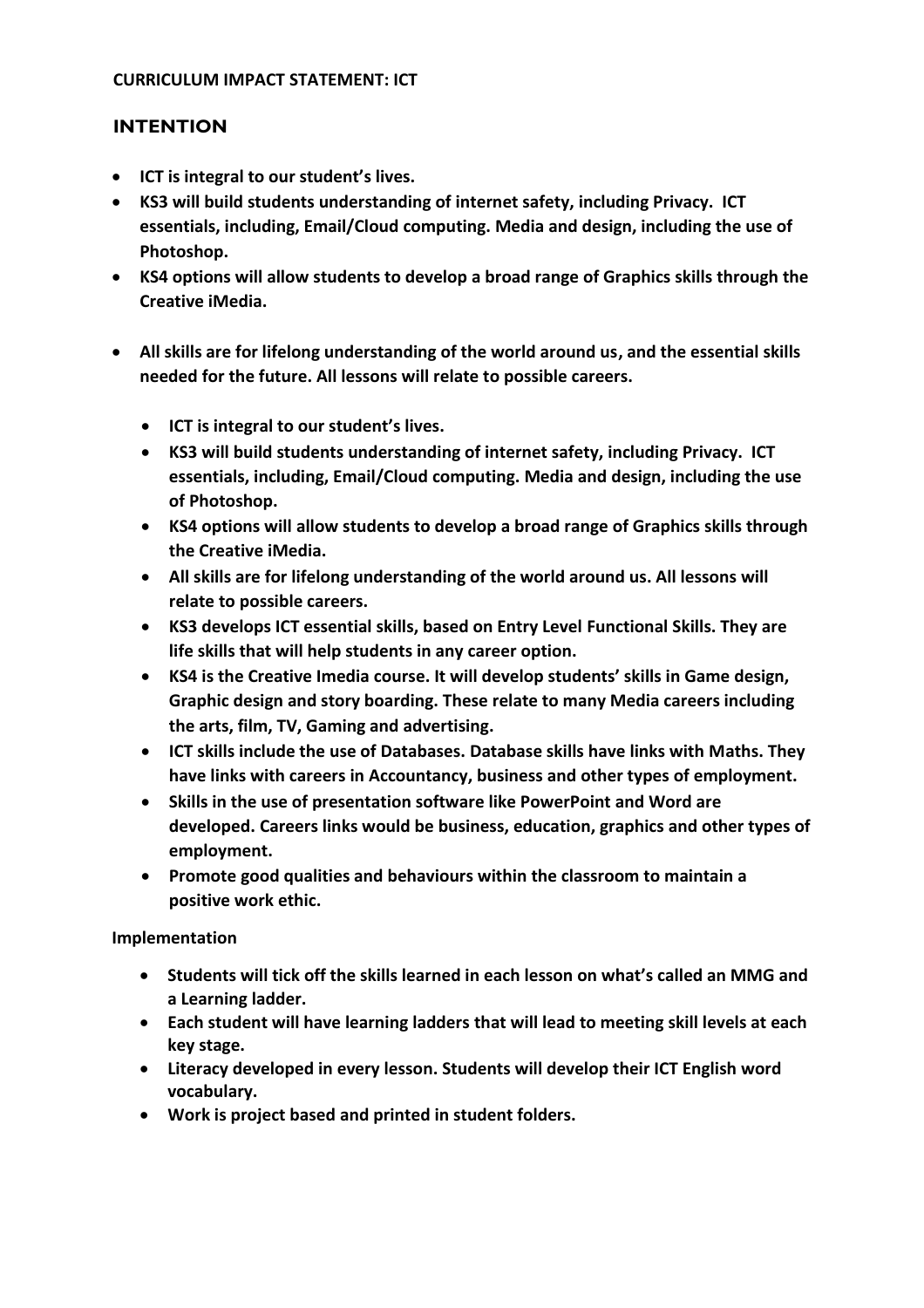**CURRICULUM IMPACT STATEMENT: ICT**

## INTENTION

- **ICT is integral to our student's lives.**
- **KS3 will build students understanding of internet safety, including Privacy. ICT essentials, including, Email/Cloud computing. Media and design, including the use of Photoshop.**
- **KS4 options will allow students to develop a broad range of Graphics skills through the Creative iMedia.**
- **All skills are for lifelong understanding of the world around us, and the essential skills needed for the future. All lessons will relate to possible careers.**
  - **ICT is integral to our student's lives.**
  - **KS3 will build students understanding of internet safety, including Privacy. ICT essentials, including, Email/Cloud computing. Media and design, including the use of Photoshop.**
  - **KS4 options will allow students to develop a broad range of Graphics skills through the Creative iMedia.**
  - **All skills are for lifelong understanding of the world around us. All lessons will relate to possible careers.**
  - **KS3 develops ICT essential skills, based on Entry Level Functional Skills. They are life skills that will help students in any career option.**
  - **KS4 is the Creative Imedia course. It will develop students' skills in Game design, Graphic design and story boarding. These relate to many Media careers including the arts, film, TV, Gaming and advertising.**
  - **ICT skills include the use of Databases. Database skills have links with Maths. They have links with careers in Accountancy, business and other types of employment.**
  - **Skills in the use of presentation software like PowerPoint and Word are developed. Careers links would be business, education, graphics and other types of employment.**
  - **Promote good qualities and behaviours within the classroom to maintain a positive work ethic.**

**Implementation**

- **Students will tick off the skills learned in each lesson on what's called an MMG and a Learning ladder.**
- **Each student will have learning ladders that will lead to meeting skill levels at each key stage.**
- **Literacy developed in every lesson. Students will develop their ICT English word vocabulary.**
- **Work is project based and printed in student folders.**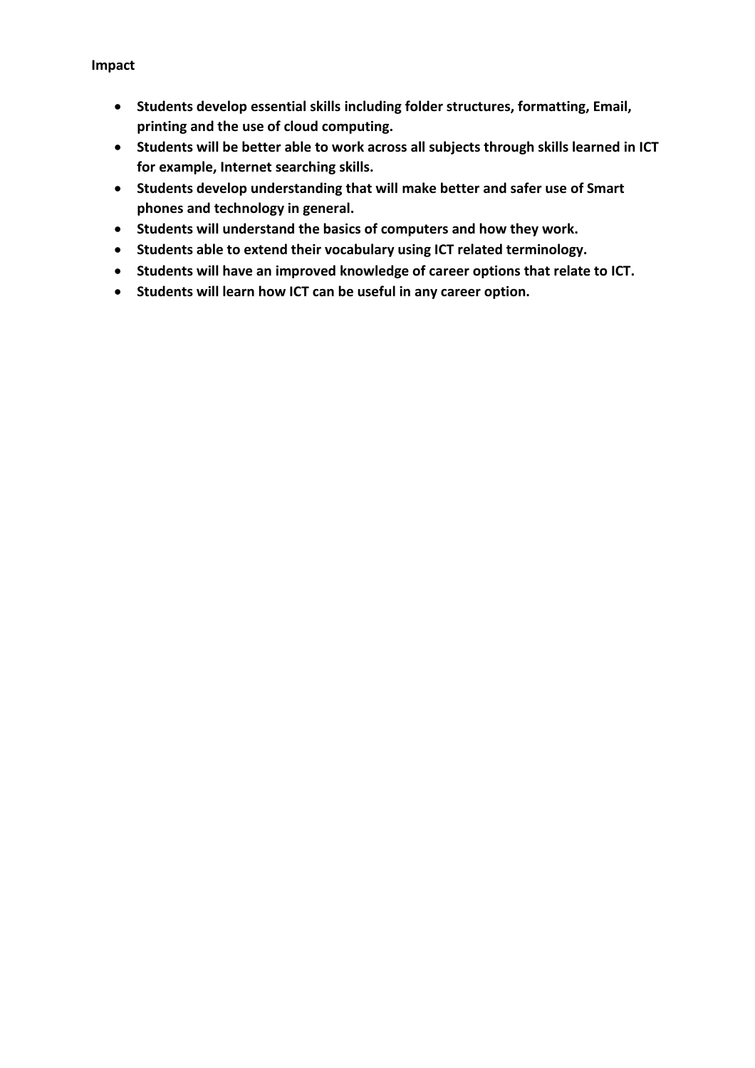**Impact**

- **Students develop essential skills including folder structures, formatting, Email, printing and the use of cloud computing.**
- **Students will be better able to work across all subjects through skills learned in ICT for example, Internet searching skills.**
- **Students develop understanding that will make better and safer use of Smart phones and technology in general.**
- **Students will understand the basics of computers and how they work.**
- **Students able to extend their vocabulary using ICT related terminology.**
- **Students will have an improved knowledge of career options that relate to ICT.**
- **Students will learn how ICT can be useful in any career option.**